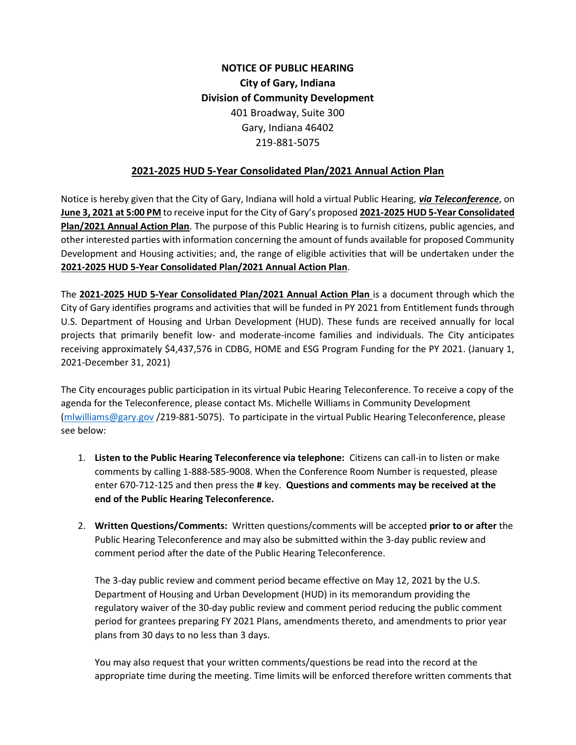**NOTICE OF PUBLIC HEARING**
**City of Gary, Indiana**
**Division of Community Development**
401 Broadway, Suite 300
Gary, Indiana 46402
219-881-5075

**2021-2025 HUD 5-Year Consolidated Plan/2021 Annual Action Plan**

Notice is hereby given that the City of Gary, Indiana will hold a virtual Public Hearing, ***via Teleconference***, on **June 3, 2021 at 5:00 PM** to receive input for the City of Gary's proposed **2021-2025 HUD 5-Year Consolidated Plan/2021 Annual Action Plan**. The purpose of this Public Hearing is to furnish citizens, public agencies, and other interested parties with information concerning the amount of funds available for proposed Community Development and Housing activities; and, the range of eligible activities that will be undertaken under the **2021-2025 HUD 5-Year Consolidated Plan/2021 Annual Action Plan**.

The **2021-2025 HUD 5-Year Consolidated Plan/2021 Annual Action Plan** is a document through which the City of Gary identifies programs and activities that will be funded in PY 2021 from Entitlement funds through U.S. Department of Housing and Urban Development (HUD). These funds are received annually for local projects that primarily benefit low- and moderate-income families and individuals. The City anticipates receiving approximately $4,437,576 in CDBG, HOME and ESG Program Funding for the PY 2021. (January 1, 2021-December 31, 2021)

The City encourages public participation in its virtual Pubic Hearing Teleconference. To receive a copy of the agenda for the Teleconference, please contact Ms. Michelle Williams in Community Development (mlwilliams@gary.gov /219-881-5075). To participate in the virtual Public Hearing Teleconference, please see below:

1. **Listen to the Public Hearing Teleconference via telephone:** Citizens can call-in to listen or make comments by calling 1-888-585-9008. When the Conference Room Number is requested, please enter 670-712-125 and then press the **#** key. **Questions and comments may be received at the end of the Public Hearing Teleconference.**

2. **Written Questions/Comments:** Written questions/comments will be accepted **prior to or after** the Public Hearing Teleconference and may also be submitted within the 3-day public review and comment period after the date of the Public Hearing Teleconference.

   The 3-day public review and comment period became effective on May 12, 2021 by the U.S. Department of Housing and Urban Development (HUD) in its memorandum providing the regulatory waiver of the 30-day public review and comment period reducing the public comment period for grantees preparing FY 2021 Plans, amendments thereto, and amendments to prior year plans from 30 days to no less than 3 days.

   You may also request that your written comments/questions be read into the record at the appropriate time during the meeting. Time limits will be enforced therefore written comments that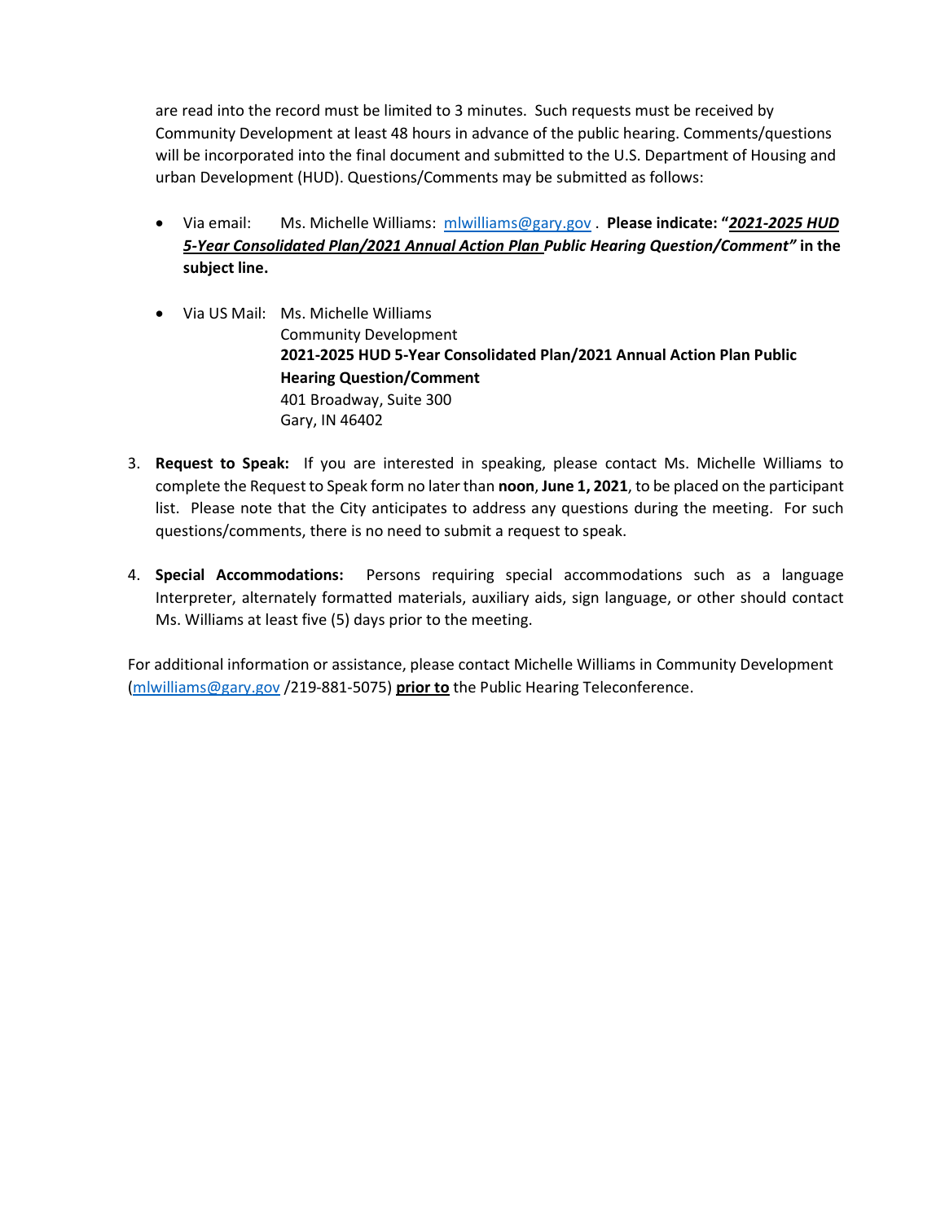are read into the record must be limited to 3 minutes. Such requests must be received by Community Development at least 48 hours in advance of the public hearing. Comments/questions will be incorporated into the final document and submitted to the U.S. Department of Housing and urban Development (HUD). Questions/Comments may be submitted as follows:

- Via email: Ms. Michelle Williams: mlwilliams@gary.gov . **Please indicate: "*2021-2025 HUD 5-Year Consolidated Plan/2021 Annual Action Plan* *Public Hearing Question/Comment*" in the subject line.**

- Via US Mail: Ms. Michelle Williams
  Community Development
  **2021-2025 HUD 5-Year Consolidated Plan/2021 Annual Action Plan Public Hearing Question/Comment**
  401 Broadway, Suite 300
  Gary, IN 46402

3. **Request to Speak:** If you are interested in speaking, please contact Ms. Michelle Williams to complete the Request to Speak form no later than **noon**, **June 1, 2021**, to be placed on the participant list. Please note that the City anticipates to address any questions during the meeting. For such questions/comments, there is no need to submit a request to speak.

4. **Special Accommodations:** Persons requiring special accommodations such as a language Interpreter, alternately formatted materials, auxiliary aids, sign language, or other should contact Ms. Williams at least five (5) days prior to the meeting.

For additional information or assistance, please contact Michelle Williams in Community Development (mlwilliams@gary.gov /219-881-5075) **prior to** the Public Hearing Teleconference.